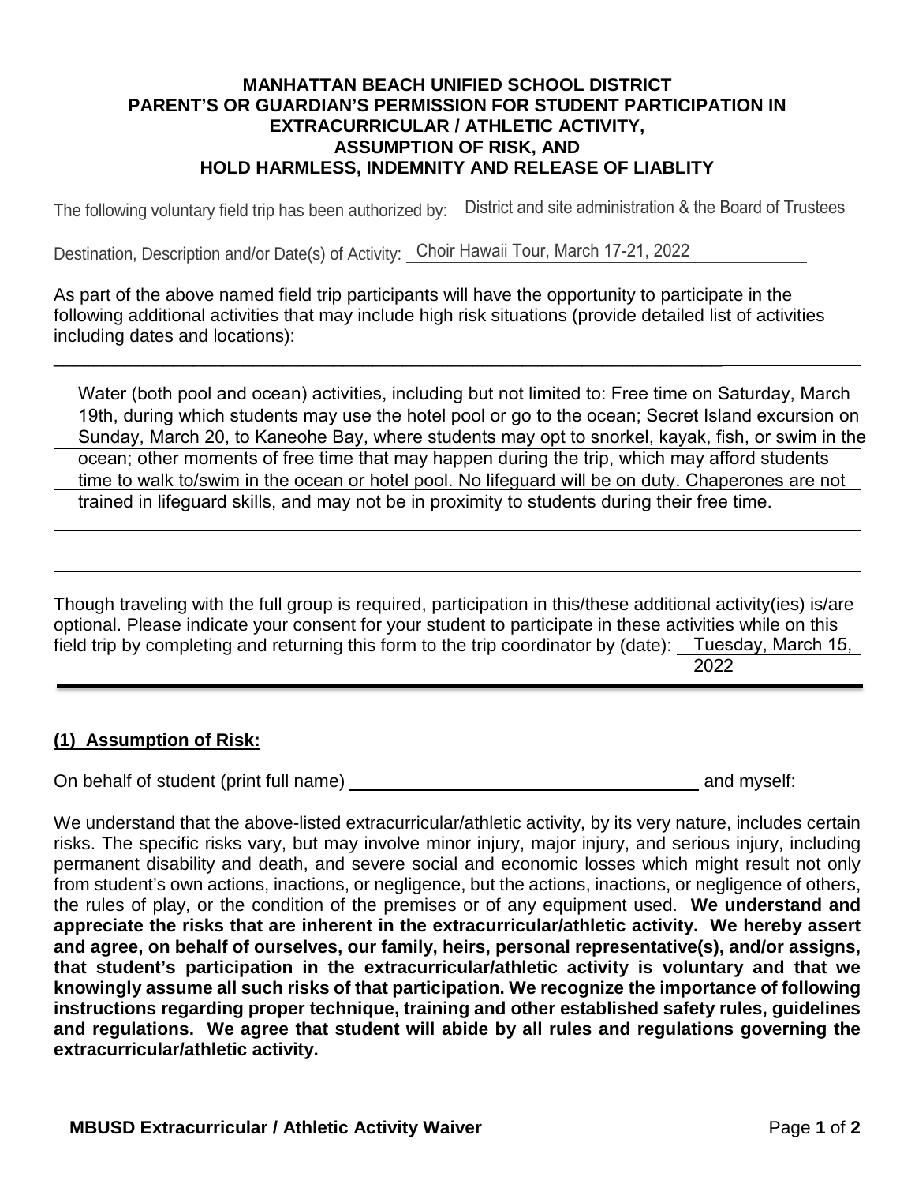**MANHATTAN BEACH UNIFIED SCHOOL DISTRICT**
**PARENT'S OR GUARDIAN'S PERMISSION FOR STUDENT PARTICIPATION IN EXTRACURRICULAR / ATHLETIC ACTIVITY,**
**ASSUMPTION OF RISK, AND**
**HOLD HARMLESS, INDEMNITY AND RELEASE OF LIABLITY**

The following voluntary field trip has been authorized by: District and site administration & the Board of Trustees

Destination, Description and/or Date(s) of Activity: Choir Hawaii Tour, March 17-21, 2022

As part of the above named field trip participants will have the opportunity to participate in the following additional activities that may include high risk situations (provide detailed list of activities including dates and locations):

Water (both pool and ocean) activities, including but not limited to: Free time on Saturday, March 19th, during which students may use the hotel pool or go to the ocean; Secret Island excursion on Sunday, March 20, to Kaneohe Bay, where students may opt to snorkel, kayak, fish, or swim in the ocean; other moments of free time that may happen during the trip, which may afford students time to walk to/swim in the ocean or hotel pool. No lifeguard will be on duty. Chaperones are not trained in lifeguard skills, and may not be in proximity to students during their free time.

Though traveling with the full group is required, participation in this/these additional activity(ies) is/are optional. Please indicate your consent for your student to participate in these activities while on this field trip by completing and returning this form to the trip coordinator by (date): Tuesday, March 15, 2022

## (1) Assumption of Risk:

On behalf of student (print full name) ______________________________ and myself:

We understand that the above-listed extracurricular/athletic activity, by its very nature, includes certain risks. The specific risks vary, but may involve minor injury, major injury, and serious injury, including permanent disability and death, and severe social and economic losses which might result not only from student's own actions, inactions, or negligence, but the actions, inactions, or negligence of others, the rules of play, or the condition of the premises or of any equipment used. **We understand and appreciate the risks that are inherent in the extracurricular/athletic activity. We hereby assert and agree, on behalf of ourselves, our family, heirs, personal representative(s), and/or assigns, that student's participation in the extracurricular/athletic activity is voluntary and that we knowingly assume all such risks of that participation. We recognize the importance of following instructions regarding proper technique, training and other established safety rules, guidelines and regulations. We agree that student will abide by all rules and regulations governing the extracurricular/athletic activity.**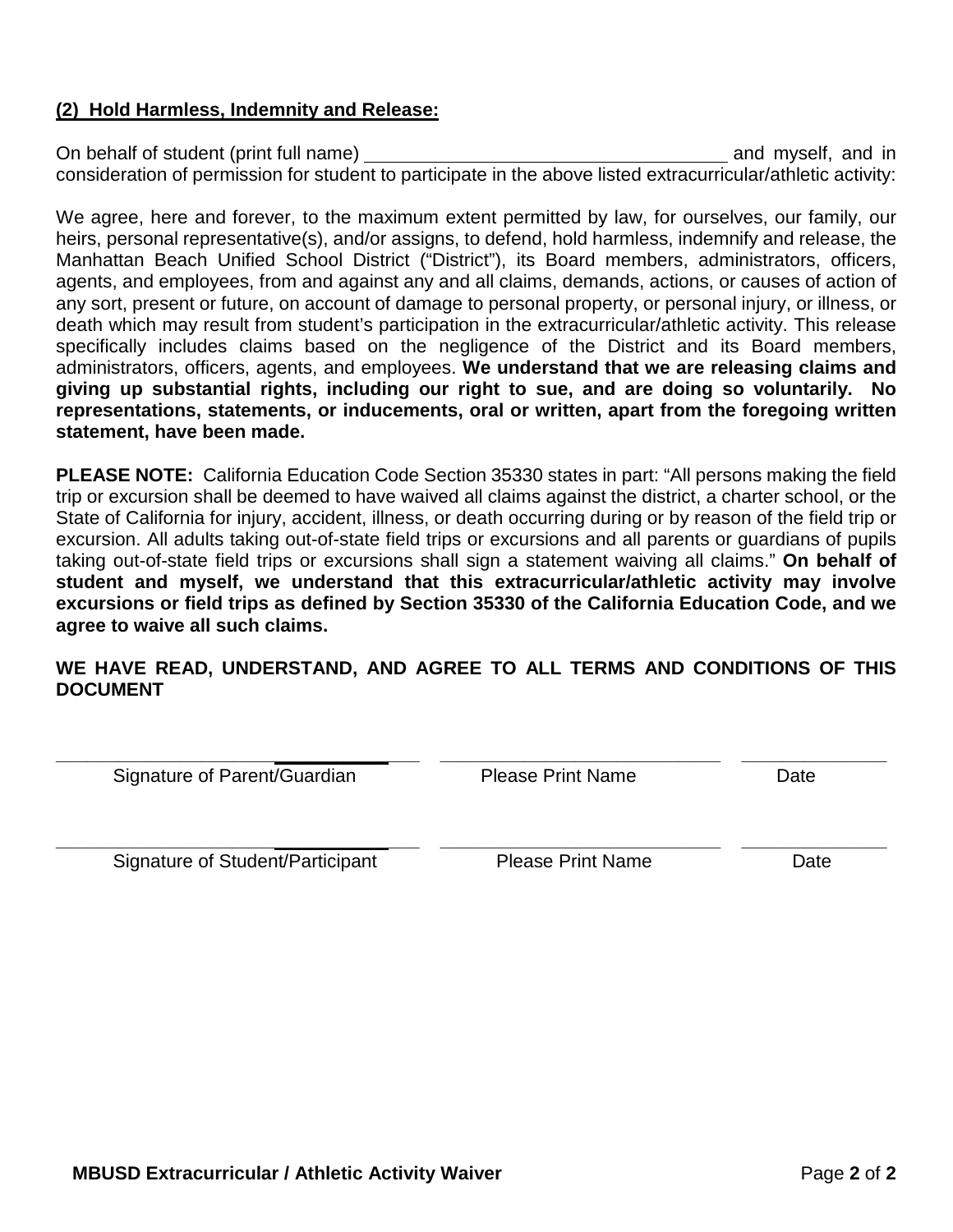**(2) Hold Harmless, Indemnity and Release:**

On behalf of student (print full name) ___________________________________ and myself, and in consideration of permission for student to participate in the above listed extracurricular/athletic activity:

We agree, here and forever, to the maximum extent permitted by law, for ourselves, our family, our heirs, personal representative(s), and/or assigns, to defend, hold harmless, indemnify and release, the Manhattan Beach Unified School District ("District"), its Board members, administrators, officers, agents, and employees, from and against any and all claims, demands, actions, or causes of action of any sort, present or future, on account of damage to personal property, or personal injury, or illness, or death which may result from student's participation in the extracurricular/athletic activity. This release specifically includes claims based on the negligence of the District and its Board members, administrators, officers, agents, and employees. **We understand that we are releasing claims and giving up substantial rights, including our right to sue, and are doing so voluntarily. No representations, statements, or inducements, oral or written, apart from the foregoing written statement, have been made.**

**PLEASE NOTE:** California Education Code Section 35330 states in part: "All persons making the field trip or excursion shall be deemed to have waived all claims against the district, a charter school, or the State of California for injury, accident, illness, or death occurring during or by reason of the field trip or excursion. All adults taking out-of-state field trips or excursions and all parents or guardians of pupils taking out-of-state field trips or excursions shall sign a statement waiving all claims." **On behalf of student and myself, we understand that this extracurricular/athletic activity may involve excursions or field trips as defined by Section 35330 of the California Education Code, and we agree to waive all such claims.**

**WE HAVE READ, UNDERSTAND, AND AGREE TO ALL TERMS AND CONDITIONS OF THIS DOCUMENT**

| | | |
|---|---|---|
| ______________________________ | ______________________________ | ______________ |
| Signature of Parent/Guardian | Please Print Name | Date |
| ______________________________ | ______________________________ | ______________ |
| Signature of Student/Participant | Please Print Name | Date |

**MBUSD Extracurricular / Athletic Activity Waiver**